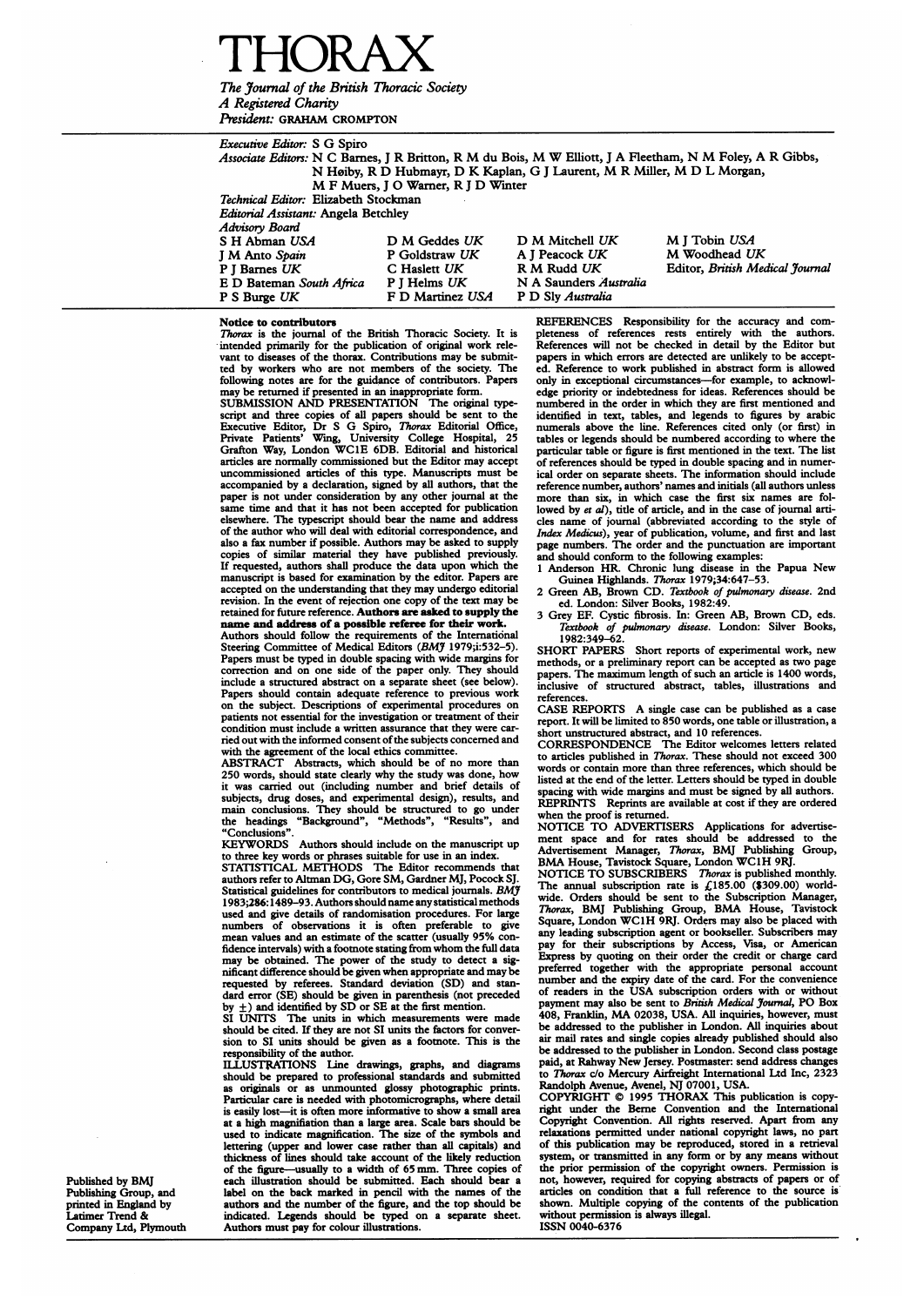# THORAX

*The Journal of the British Thoracic Society*
*A Registered Charity*
*President:* GRAHAM CROMPTON

*Executive Editor:* S G Spiro

*Associate Editors:* N C Barnes, J R Britton, R M du Bois, M W Elliott, J A Fleetham, N M Foley, A R Gibbs, N Høiby, R D Hubmayr, D K Kaplan, G J Laurent, M R Miller, M D L Morgan, M F Muers, J O Warner, R J D Winter

*Technical Editor:* Elizabeth Stockman

*Editorial Assistant:* Angela Betchley

*Advisory Board*

| | | | |
|---|---|---|---|
| S H Abman *USA* | D M Geddes *UK* | D M Mitchell *UK* | M J Tobin *USA* |
| J M Anto *Spain* | P Goldstraw *UK* | A J Peacock *UK* | M Woodhead *UK* |
| P J Barnes *UK* | C Haslett *UK* | R M Rudd *UK* | Editor, *British Medical Journal* |
| E D Bateman *South Africa* | P J Helms *UK* | N A Saunders *Australia* | |
| P S Burge *UK* | F D Martinez *USA* | P D Sly *Australia* | |

**Notice to contributors**

*Thorax* is the journal of the British Thoracic Society. It is intended primarily for the publication of original work relevant to diseases of the thorax. Contributions may be submitted by workers who are not members of the society. The following notes are for the guidance of contributors. Papers may be returned if presented in an inappropriate form.

SUBMISSION AND PRESENTATION The original typescript and three copies of all papers should be sent to the Executive Editor, Dr S G Spiro, *Thorax* Editorial Office, Private Patients' Wing, University College Hospital, 25 Grafton Way, London WC1E 6DB. Editorial and historical articles are normally commissioned but the Editor may accept uncommissioned articles of this type. Manuscripts must be accompanied by a declaration, signed by all authors, that the paper is not under consideration by any other journal at the same time and that it has not been accepted for publication elsewhere. The typescript should bear the name and address of the author who will deal with editorial correspondence, and also a fax number if possible. Authors may be asked to supply copies of similar material they have published previously. If requested, authors shall produce the data upon which the manuscript is based for examination by the editor. Papers are accepted on the understanding that they may undergo editorial revision. In the event of rejection one copy of the text may be retained for future reference. **Authors are asked to supply the name and address of a possible referee for their work.** Authors should follow the requirements of the International Steering Committee of Medical Editors (*BMJ* 1979;i:532–5). Papers must be typed in double spacing with wide margins for correction and on one side of the paper only. They should include a structured abstract on a separate sheet (see below). Papers should contain adequate reference to previous work on the subject. Descriptions of experimental procedures on patients not essential for the investigation or treatment of their condition must include a written assurance that they were carried out with the informed consent of the subjects concerned and with the agreement of the local ethics committee.

ABSTRACT Abstracts, which should be of no more than 250 words, should state clearly why the study was done, how it was carried out (including number and brief details of subjects, drug doses, and experimental design), results, and main conclusions. They should be structured to go under the headings "Background", "Methods", "Results", and "Conclusions".

KEYWORDS Authors should include on the manuscript up to three key words or phrases suitable for use in an index.

STATISTICAL METHODS The Editor recommends that authors refer to Altman DG, Gore SM, Gardner MJ, Pocock SJ. Statistical guidelines for contributors to medical journals. *BMJ* 1983;286:1489–93. Authors should name any statistical methods used and give details of randomisation procedures. For large numbers of observations it is often preferable to give mean values and an estimate of the scatter (usually 95% confidence intervals) with a footnote stating from whom the full data may be obtained. The power of the study to detect a significant difference should be given when appropriate and may be requested by referees. Standard deviation (SD) and standard error (SE) should be given in parenthesis (not preceded by ±) and identified by SD or SE at the first mention.

SI UNITS The units in which measurements were made should be cited. If they are not SI units the factors for conversion to SI units should be given as a footnote. This is the responsibility of the author.

ILLUSTRATIONS Line drawings, graphs, and diagrams should be prepared to professional standards and submitted as originals or as unmounted glossy photographic prints. Particular care is needed with photomicrographs, where detail is easily lost—it is often more informative to show a small area at a high magnification than a large area. Scale bars should be used to indicate magnification. The size of the symbols and lettering (upper and lower case rather than all capitals) and thickness of lines should take account of the likely reduction of the figure—usually to a width of 65 mm. Three copies of each illustration should be submitted. Each should bear a label on the back marked in pencil with the names of the authors and the number of the figure, and the top should be indicated. Legends should be typed on a separate sheet. Authors must pay for colour illustrations.

REFERENCES Responsibility for the accuracy and completeness of references rests entirely with the authors. References will not be checked in detail by the Editor but papers in which errors are detected are unlikely to be accepted. Reference to work published in abstract form is allowed only in exceptional circumstances—for example, to acknowledge priority or indebtedness for ideas. References should be numbered in the order in which they are first mentioned and identified in text, tables, and legends to figures by arabic numerals above the line. References cited only (or first) in tables or legends should be numbered according to where the particular table or figure is first mentioned in the text. The list of references should be typed in double spacing and in numerical order on separate sheets. The information should include reference number, authors' names and initials (all authors unless more than six, in which case the first six names are followed by *et al*), title of article, and in the case of journal articles name of journal (abbreviated according to the style of *Index Medicus*), year of publication, volume, and first and last page numbers. The order and the punctuation are important and should conform to the following examples:

1 Anderson HR. Chronic lung disease in the Papua New Guinea Highlands. *Thorax* 1979;34:647–53.
2 Green AB, Brown CD. *Textbook of pulmonary disease.* 2nd ed. London: Silver Books, 1982:49.
3 Grey EF. Cystic fibrosis. In: Green AB, Brown CD, eds. *Textbook of pulmonary disease.* London: Silver Books, 1982:349–62.

SHORT PAPERS Short reports of experimental work, new methods, or a preliminary report can be accepted as two page papers. The maximum length of such an article is 1400 words, inclusive of structured abstract, tables, illustrations and references.

CASE REPORTS A single case can be published as a case report. It will be limited to 850 words, one table or illustration, a short unstructured abstract, and 10 references.

CORRESPONDENCE The Editor welcomes letters related to articles published in *Thorax*. These should not exceed 300 words or contain more than three references, which should be listed at the end of the letter. Letters should be typed in double spacing with wide margins and must be signed by all authors.

REPRINTS Reprints are available at cost if they are ordered when the proof is returned.

NOTICE TO ADVERTISERS Applications for advertisement space and for rates should be addressed to the Advertisement Manager, *Thorax*, BMJ Publishing Group, BMA House, Tavistock Square, London WC1H 9RJ.

NOTICE TO SUBSCRIBERS *Thorax* is published monthly. The annual subscription rate is £185.00 ($309.00) worldwide. Orders should be sent to the Subscription Manager, *Thorax*, BMJ Publishing Group, BMA House, Tavistock Square, London WC1H 9RJ. Orders may also be placed with any leading subscription agent or bookseller. Subscribers may pay for their subscriptions by Access, Visa, or American Express by quoting on their order the credit or charge card preferred together with the appropriate personal account number and the expiry date of the card. For the convenience of readers in the USA subscription orders with or without payment may also be sent to *British Medical Journal*, PO Box 408, Franklin, MA 02038, USA. All inquiries, however, must be addressed to the publisher in London. All inquiries about air mail rates and single copies already published should also be addressed to the publisher in London. Second class postage paid, at Rahway New Jersey. Postmaster: send address changes to *Thorax* c/o Mercury Airfreight International Ltd Inc, 2323 Randolph Avenue, Avenel, NJ 07001, USA.

COPYRIGHT © 1995 THORAX This publication is copyright under the Berne Convention and the International Copyright Convention. All rights reserved. Apart from any relaxations permitted under national copyright laws, no part of this publication may be reproduced, stored in a retrieval system, or transmitted in any form or by any means without the prior permission of the copyright owners. Permission is not, however, required for copying abstracts of papers or of articles on condition that a full reference to the source is shown. Multiple copying of the contents of the publication without permission is always illegal.

ISSN 0040-6376

Published by BMJ Publishing Group, and printed in England by Latimer Trend & Company Ltd, Plymouth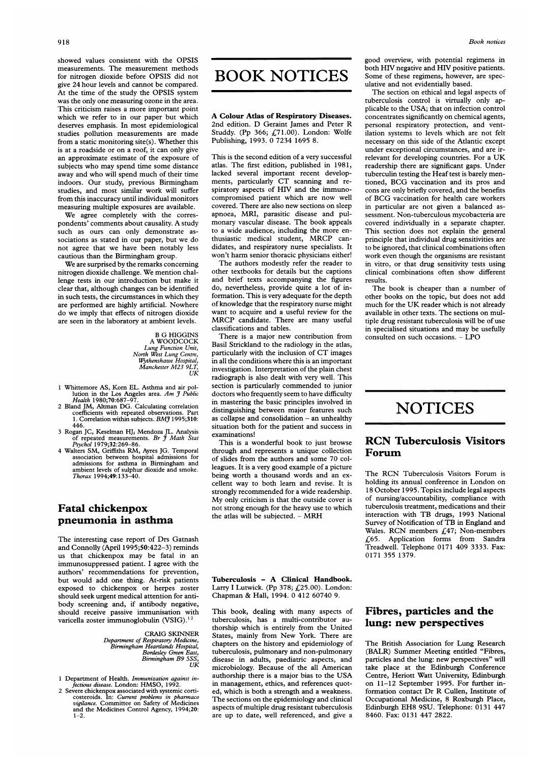showed values consistent with the OPSIS measurements. The measurement methods for nitrogen dioxide before OPSIS did not give 24 hour levels and cannot be compared. At the time of the study the OPSIS system was the only one measuring ozone in the area. This criticism raises a more important point which we refer to in our paper but which deserves emphasis. In most epidemiological studies pollution measurements are made from a static monitoring site(s). Whether this is at a roadside or on a roof, it can only give an approximate estimate of the exposure of subjects who may spend time some distance away and who will spend much of their time indoors. Our study, previous Birmingham studies, and most similar work will suffer from this inaccuracy until individual monitors measuring multiple exposures are available.

We agree completely with the correspondents' comments about causality. A study such as ours can only demonstrate associations as stated in our paper, but we do not agree that we have been notably less cautious than the Birmingham group.

We are surprised by the remarks concerning nitrogen dioxide challenge. We mention challenge tests in our introduction but make it clear that, although changes can be identified in such tests, the circumstances in which they are performed are highly artificial. Nowhere do we imply that effects of nitrogen dioxide are seen in the laboratory at ambient levels.

B G HIGGINS
A WOODCOCK
*Lung Function Unit,*
*North West Lung Centre,*
*Wythenshawe Hospital,*
*Manchester M23 9LT,*
*UK*

1 Whittemore AS, Korn EL. Asthma and air pollution in the Los Angeles area. *Am J Public Health* 1980;70:687–97.
2 Bland JM, Altman DG. Calculating correlation coefficients with repeated observations. Part 1. Correlation within subjects. *BMJ* 1995;310: 446.
3 Rogan JC, Keselman HJ, Mendoza JL. Analysis of repeated measurements. *Br J Math Stat Psychol* 1979;32:269–86.
4 Walters SM, Griffiths RM, Ayres JG. Temporal association between hospital admissions for admissions for asthma in Birmingham and ambient levels of sulphur dioxide and smoke. *Thorax* 1994;49:133–40.

## Fatal chickenpox pneumonia in asthma

The interesting case report of Drs Gatnash and Connolly (April 1995;50:422–3) reminds us that chickenpox may be fatal in an immunosuppressed patient. I agree with the authors' recommendations for prevention, but would add one thing. At-risk patients exposed to chickenpox or herpes zoster should seek urgent medical attention for antibody screening and, if antibody negative, should receive passive immunisation with varicella zoster immunoglobulin (VSIG).[1,2]

CRAIG SKINNER
*Department of Respiratory Medicine,*
*Birmingham Heartlands Hospital,*
*Bordesley Green East,*
*Birmingham B9 5SS,*
*UK*

1 Department of Health. *Immunization against infectious disease.* London: HMSO, 1992.
2 Severe chickenpox associated with systemic corticosteroids. In: *Current problems in pharmaco vigilance.* Committee on Safety of Medicines and the Medicines Control Agency, 1994;20: 1–2.

# BOOK NOTICES

**A Colour Atlas of Respiratory Diseases.** 2nd edition. D Geraint James and Peter R Studdy. (Pp 366; £71.00). London: Wolfe Publishing, 1993. 0 7234 1695 8.

This is the second edition of a very successful atlas. The first edition, published in 1981, lacked several important recent developments, particularly CT scanning and respiratory aspects of HIV and the immunocompromised patient which are now well covered. There are also new sections on sleep apnoea, MRI, parasitic disease and pulmonary vascular disease. The book appeals to a wide audience, including the more enthusiastic medical student, MRCP candidates, and respiratory nurse specialists. It won't harm senior thoracic physicians either!

The authors modestly refer the reader to other textbooks for details but the captions and brief texts accompanying the figures do, nevertheless, provide quite a lot of information. This is very adequate for the depth of knowledge that the respiratory nurse might want to acquire and a useful review for the MRCP candidate. There are many useful classifications and tables.

There is a major new contribution from Basil Strickland to the radiology in the atlas, particularly with the inclusion of CT images in all the conditions where this is an important investigation. Interpretation of the plain chest radiograph is also dealt with very well. This section is particularly commended to junior doctors who frequently seem to have difficulty in mastering the basic principles involved in distinguishing between major features such as collapse and consolidation – an unhealthy situation both for the patient and success in examinations!

This is a wonderful book to just browse through and represents a unique collection of slides from the authors and some 70 colleagues. It is a very good example of a picture being worth a thousand words and an excellent way to both learn and revise. It is strongly recommended for a wide readership. My only criticism is that the outside cover is not strong enough for the heavy use to which the atlas will be subjected. – MRH

**Tuberculosis – A Clinical Handbook.** Larry I Lutwick. (Pp 378; £25.00). London: Chapman & Hall, 1994. 0 412 60740 9.

This book, dealing with many aspects of tuberculosis, has a multi-contributor authorship which is entirely from the United States, mainly from New York. There are chapters on the history and epidemiology of tuberculosis, pulmonary and non-pulmonary disease in adults, paediatric aspects, and microbiology. Because of the all American authorship there is a major bias to the USA in management, ethics, and references quoted, which is both a strength and a weakness. The sections on the epidemiology and clinical aspects of multiple drug resistant tuberculosis are up to date, well referenced, and give a good overview, with potential regimens in both HIV negative and HIV positive patients. Some of these regimens, however, are speculative and not evidentially based.

The section on ethical and legal aspects of tuberculosis control is virtually only applicable to the USA; that on infection control concentrates significantly on chemical agents, personal respiratory protection, and ventilation systems to levels which are not felt necessary on this side of the Atlantic except under exceptional circumstances, and are irrelevant for developing countries. For a UK readership there are significant gaps. Under tuberculin testing the Heaf test is barely mentioned, BCG vaccination and its pros and cons are only briefly covered, and the benefits of BCG vaccination for health care workers in particular are not given a balanced assessment. Non-tuberculous mycobacteria are covered individually in a separate chapter. This section does not explain the general principle that individual drug sensitivities are to be ignored, that clinical combinations often work even though the organisms are resistant in vitro, or that drug sensitivity tests using clinical combinations often show different results.

The book is cheaper than a number of other books on the topic, but does not add much for the UK reader which is not already available in other texts. The sections on multiple drug resistant tuberculosis will be of use in specialised situations and may be usefully consulted on such occasions. – LPO

# NOTICES

## RCN Tuberculosis Visitors Forum

The RCN Tuberculosis Visitors Forum is holding its annual conference in London on 18 October 1995. Topics include legal aspects of nursing/accountability, compliance with tuberculosis treatment, medications and their interaction with TB drugs, 1993 National Survey of Notification of TB in England and Wales. RCN members £47; Non-members £65. Application forms from Sandra Treadwell. Telephone 0171 409 3333. Fax: 0171 355 1379.

## Fibres, particles and the lung: new perspectives

The British Association for Lung Research (BALR) Summer Meeting entitled "Fibres, particles and the lung: new perspectives" will take place at the Edinburgh Conference Centre, Heriott Watt University, Edinburgh on 11–12 September 1995. For further information contact Dr R Cullen, Institute of Occupational Medicine, 8 Roxburgh Place, Edinburgh EH8 9SU. Telephone: 0131 447 8460. Fax: 0131 447 2822.